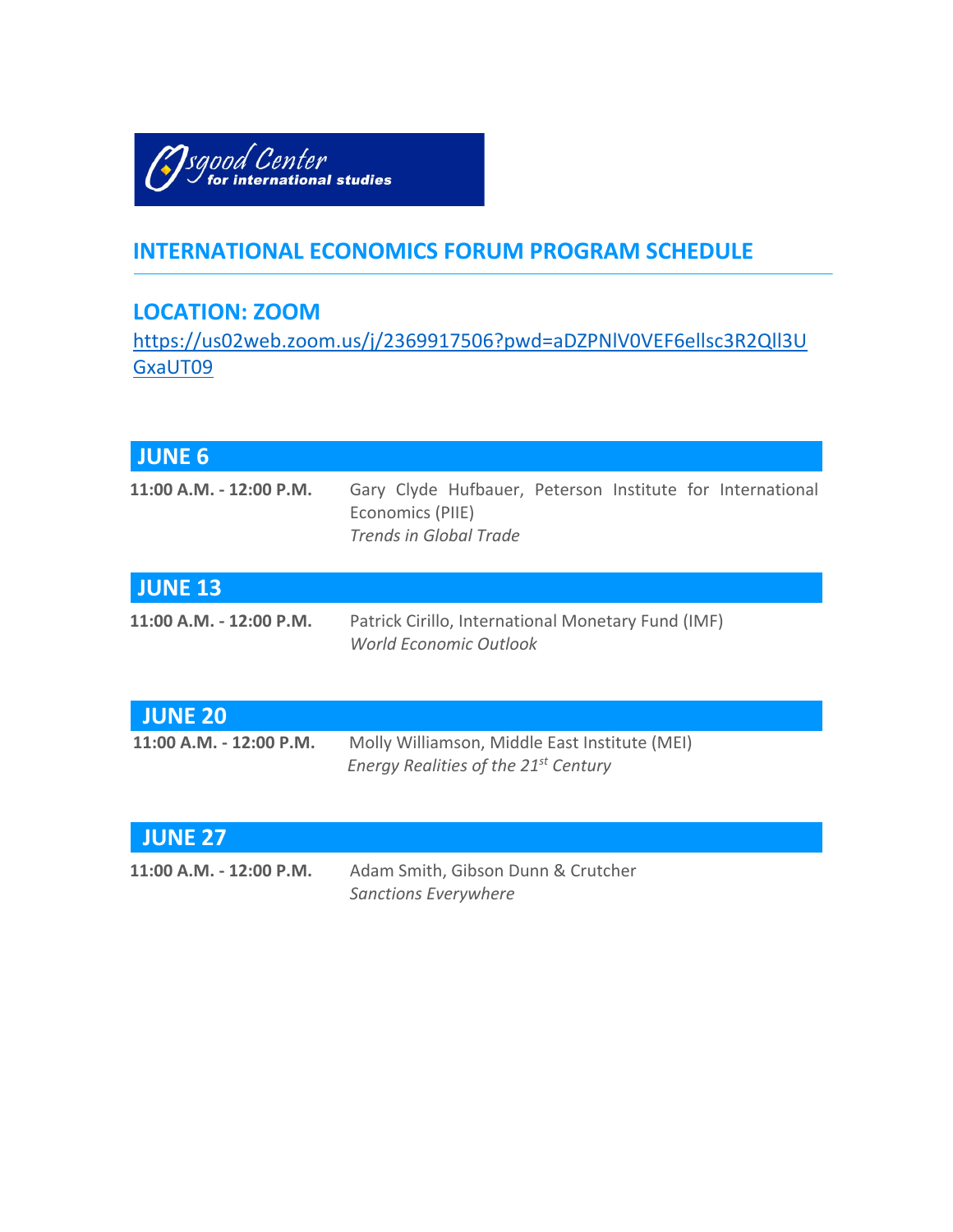Osgood Center for international studies

## INTERNATIONAL ECONOMICS FORUM PROGRAM SCHEDULE

### LOCATION: ZOOM

https://us02web.zoom.us/j/2369917506?pwd=aDZPNlV0VEF6ellsc3R2Qll3UGxaUT09

### JUNE 6

**11:00 A.M. - 12:00 P.M.** Gary Clyde Hufbauer, Peterson Institute for International Economics (PIIE)
*Trends in Global Trade*

### JUNE 13

**11:00 A.M. - 12:00 P.M.** Patrick Cirillo, International Monetary Fund (IMF)
*World Economic Outlook*

### JUNE 20

**11:00 A.M. - 12:00 P.M.** Molly Williamson, Middle East Institute (MEI)
*Energy Realities of the 21st Century*

### JUNE 27

**11:00 A.M. - 12:00 P.M.** Adam Smith, Gibson Dunn & Crutcher
*Sanctions Everywhere*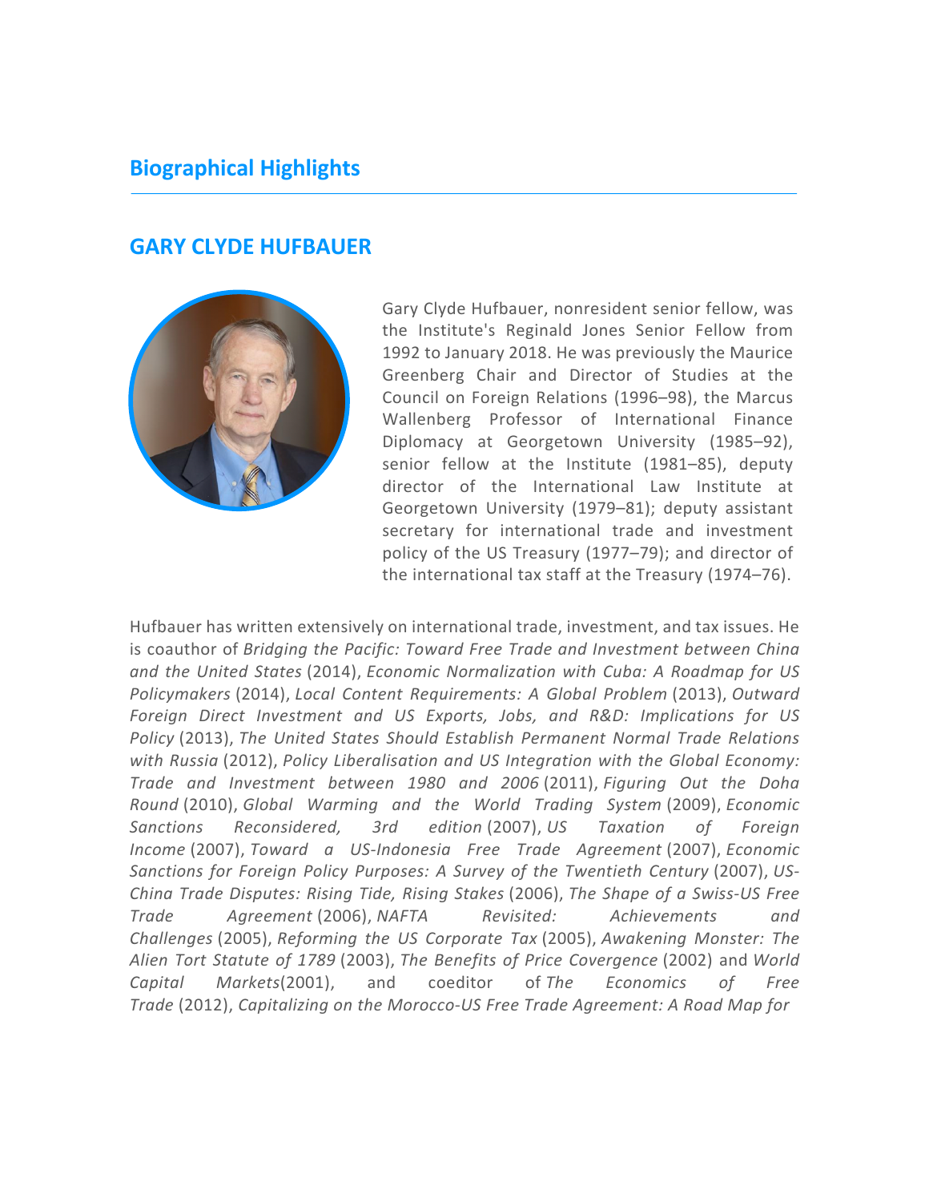## Biographical Highlights

## GARY CLYDE HUFBAUER

Gary Clyde Hufbauer, nonresident senior fellow, was the Institute's Reginald Jones Senior Fellow from 1992 to January 2018. He was previously the Maurice Greenberg Chair and Director of Studies at the Council on Foreign Relations (1996–98), the Marcus Wallenberg Professor of International Finance Diplomacy at Georgetown University (1985–92), senior fellow at the Institute (1981–85), deputy director of the International Law Institute at Georgetown University (1979–81); deputy assistant secretary for international trade and investment policy of the US Treasury (1977–79); and director of the international tax staff at the Treasury (1974–76).

Hufbauer has written extensively on international trade, investment, and tax issues. He is coauthor of *Bridging the Pacific: Toward Free Trade and Investment between China and the United States* (2014), *Economic Normalization with Cuba: A Roadmap for US Policymakers* (2014), *Local Content Requirements: A Global Problem* (2013), *Outward Foreign Direct Investment and US Exports, Jobs, and R&D: Implications for US Policy* (2013), *The United States Should Establish Permanent Normal Trade Relations with Russia* (2012), *Policy Liberalisation and US Integration with the Global Economy: Trade and Investment between 1980 and 2006* (2011), *Figuring Out the Doha Round* (2010), *Global Warming and the World Trading System* (2009), *Economic Sanctions Reconsidered, 3rd edition* (2007), *US Taxation of Foreign Income* (2007), *Toward a US-Indonesia Free Trade Agreement* (2007), *Economic Sanctions for Foreign Policy Purposes: A Survey of the Twentieth Century* (2007), *US-China Trade Disputes: Rising Tide, Rising Stakes* (2006), *The Shape of a Swiss-US Free Trade Agreement* (2006), *NAFTA Revisited: Achievements and Challenges* (2005), *Reforming the US Corporate Tax* (2005), *Awakening Monster: The Alien Tort Statute of 1789* (2003), *The Benefits of Price Covergence* (2002) and *World Capital Markets*(2001), and coeditor of *The Economics of Free Trade* (2012), *Capitalizing on the Morocco-US Free Trade Agreement: A Road Map for*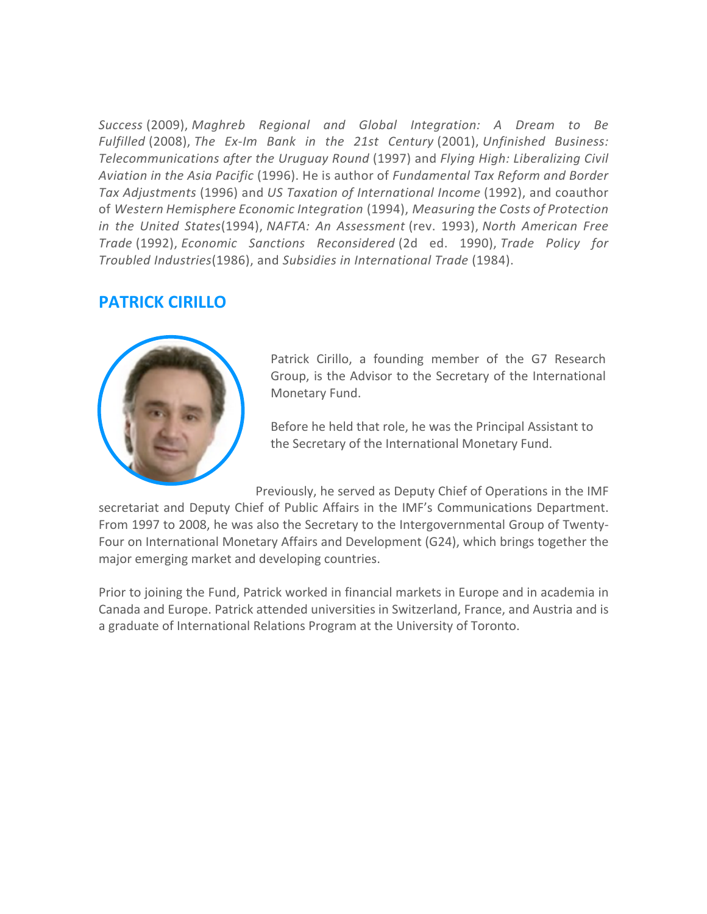*Success* (2009), *Maghreb Regional and Global Integration: A Dream to Be Fulfilled* (2008), *The Ex-Im Bank in the 21st Century* (2001), *Unfinished Business: Telecommunications after the Uruguay Round* (1997) and *Flying High: Liberalizing Civil Aviation in the Asia Pacific* (1996). He is author of *Fundamental Tax Reform and Border Tax Adjustments* (1996) and *US Taxation of International Income* (1992), and coauthor of *Western Hemisphere Economic Integration* (1994), *Measuring the Costs of Protection in the United States*(1994), *NAFTA: An Assessment* (rev. 1993), *North American Free Trade* (1992), *Economic Sanctions Reconsidered* (2d ed. 1990), *Trade Policy for Troubled Industries*(1986), and *Subsidies in International Trade* (1984).

## PATRICK CIRILLO

Patrick Cirillo, a founding member of the G7 Research Group, is the Advisor to the Secretary of the International Monetary Fund.

Before he held that role, he was the Principal Assistant to the Secretary of the International Monetary Fund.

Previously, he served as Deputy Chief of Operations in the IMF secretariat and Deputy Chief of Public Affairs in the IMF's Communications Department. From 1997 to 2008, he was also the Secretary to the Intergovernmental Group of Twenty-Four on International Monetary Affairs and Development (G24), which brings together the major emerging market and developing countries.

Prior to joining the Fund, Patrick worked in financial markets in Europe and in academia in Canada and Europe. Patrick attended universities in Switzerland, France, and Austria and is a graduate of International Relations Program at the University of Toronto.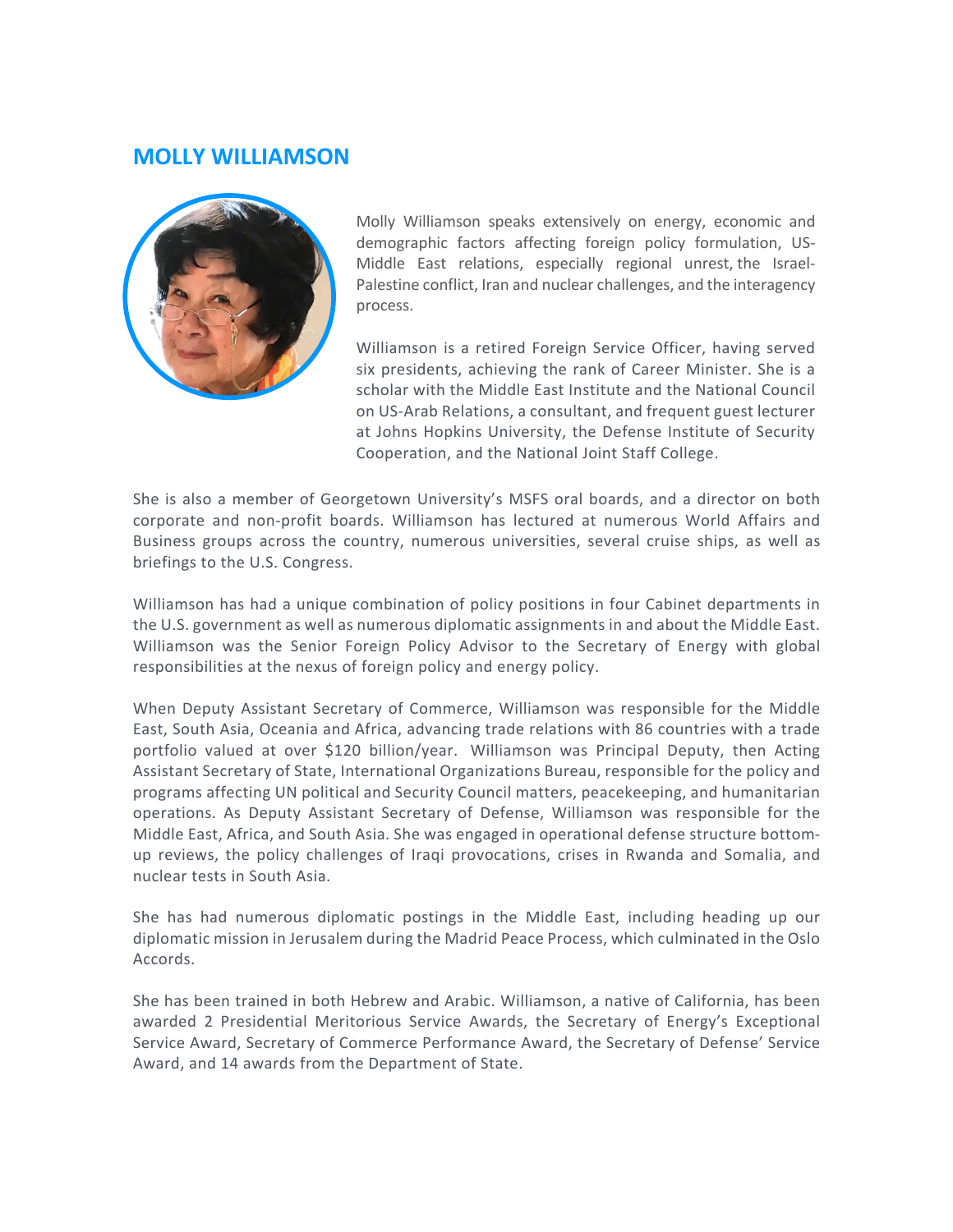## MOLLY WILLIAMSON

Molly Williamson speaks extensively on energy, economic and demographic factors affecting foreign policy formulation, US-Middle East relations, especially regional unrest, the Israel-Palestine conflict, Iran and nuclear challenges, and the interagency process.

Williamson is a retired Foreign Service Officer, having served six presidents, achieving the rank of Career Minister. She is a scholar with the Middle East Institute and the National Council on US-Arab Relations, a consultant, and frequent guest lecturer at Johns Hopkins University, the Defense Institute of Security Cooperation, and the National Joint Staff College.

She is also a member of Georgetown University's MSFS oral boards, and a director on both corporate and non-profit boards. Williamson has lectured at numerous World Affairs and Business groups across the country, numerous universities, several cruise ships, as well as briefings to the U.S. Congress.

Williamson has had a unique combination of policy positions in four Cabinet departments in the U.S. government as well as numerous diplomatic assignments in and about the Middle East. Williamson was the Senior Foreign Policy Advisor to the Secretary of Energy with global responsibilities at the nexus of foreign policy and energy policy.

When Deputy Assistant Secretary of Commerce, Williamson was responsible for the Middle East, South Asia, Oceania and Africa, advancing trade relations with 86 countries with a trade portfolio valued at over $120 billion/year. Williamson was Principal Deputy, then Acting Assistant Secretary of State, International Organizations Bureau, responsible for the policy and programs affecting UN political and Security Council matters, peacekeeping, and humanitarian operations. As Deputy Assistant Secretary of Defense, Williamson was responsible for the Middle East, Africa, and South Asia. She was engaged in operational defense structure bottom-up reviews, the policy challenges of Iraqi provocations, crises in Rwanda and Somalia, and nuclear tests in South Asia.

She has had numerous diplomatic postings in the Middle East, including heading up our diplomatic mission in Jerusalem during the Madrid Peace Process, which culminated in the Oslo Accords.

She has been trained in both Hebrew and Arabic. Williamson, a native of California, has been awarded 2 Presidential Meritorious Service Awards, the Secretary of Energy's Exceptional Service Award, Secretary of Commerce Performance Award, the Secretary of Defense' Service Award, and 14 awards from the Department of State.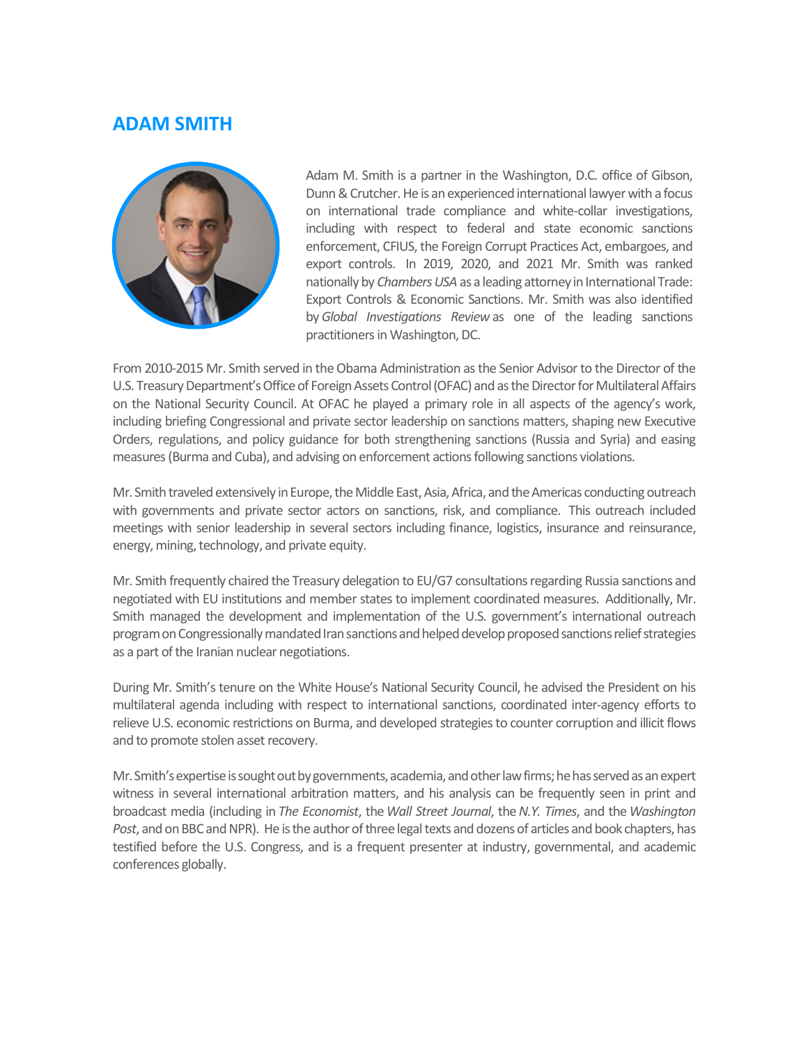## ADAM SMITH

Adam M. Smith is a partner in the Washington, D.C. office of Gibson, Dunn & Crutcher. He is an experienced international lawyer with a focus on international trade compliance and white-collar investigations, including with respect to federal and state economic sanctions enforcement, CFIUS, the Foreign Corrupt Practices Act, embargoes, and export controls. In 2019, 2020, and 2021 Mr. Smith was ranked nationally by *Chambers USA* as a leading attorney in International Trade: Export Controls & Economic Sanctions. Mr. Smith was also identified by *Global Investigations Review* as one of the leading sanctions practitioners in Washington, DC.

From 2010-2015 Mr. Smith served in the Obama Administration as the Senior Advisor to the Director of the U.S. Treasury Department's Office of Foreign Assets Control (OFAC) and as the Director for Multilateral Affairs on the National Security Council. At OFAC he played a primary role in all aspects of the agency's work, including briefing Congressional and private sector leadership on sanctions matters, shaping new Executive Orders, regulations, and policy guidance for both strengthening sanctions (Russia and Syria) and easing measures (Burma and Cuba), and advising on enforcement actions following sanctions violations.

Mr. Smith traveled extensively in Europe, the Middle East, Asia, Africa, and the Americas conducting outreach with governments and private sector actors on sanctions, risk, and compliance. This outreach included meetings with senior leadership in several sectors including finance, logistics, insurance and reinsurance, energy, mining, technology, and private equity.

Mr. Smith frequently chaired the Treasury delegation to EU/G7 consultations regarding Russia sanctions and negotiated with EU institutions and member states to implement coordinated measures. Additionally, Mr. Smith managed the development and implementation of the U.S. government's international outreach program on Congressionally mandated Iran sanctions and helped develop proposed sanctions relief strategies as a part of the Iranian nuclear negotiations.

During Mr. Smith's tenure on the White House's National Security Council, he advised the President on his multilateral agenda including with respect to international sanctions, coordinated inter-agency efforts to relieve U.S. economic restrictions on Burma, and developed strategies to counter corruption and illicit flows and to promote stolen asset recovery.

Mr. Smith's expertise is sought out by governments, academia, and other law firms; he has served as an expert witness in several international arbitration matters, and his analysis can be frequently seen in print and broadcast media (including in *The Economist*, the *Wall Street Journal*, the *N.Y. Times*, and the *Washington Post*, and on BBC and NPR). He is the author of three legal texts and dozens of articles and book chapters, has testified before the U.S. Congress, and is a frequent presenter at industry, governmental, and academic conferences globally.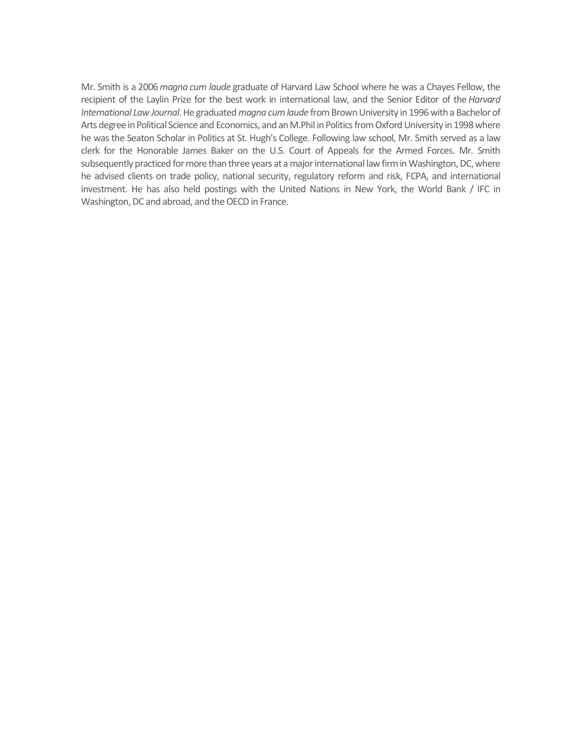Mr. Smith is a 2006 *magna cum laude* graduate of Harvard Law School where he was a Chayes Fellow, the recipient of the Laylin Prize for the best work in international law, and the Senior Editor of the *Harvard International Law Journal*. He graduated *magna cum laude* from Brown University in 1996 with a Bachelor of Arts degree in Political Science and Economics, and an M.Phil in Politics from Oxford University in 1998 where he was the Seaton Scholar in Politics at St. Hugh's College. Following law school, Mr. Smith served as a law clerk for the Honorable James Baker on the U.S. Court of Appeals for the Armed Forces. Mr. Smith subsequently practiced for more than three years at a major international law firm in Washington, DC, where he advised clients on trade policy, national security, regulatory reform and risk, FCPA, and international investment. He has also held postings with the United Nations in New York, the World Bank / IFC in Washington, DC and abroad, and the OECD in France.